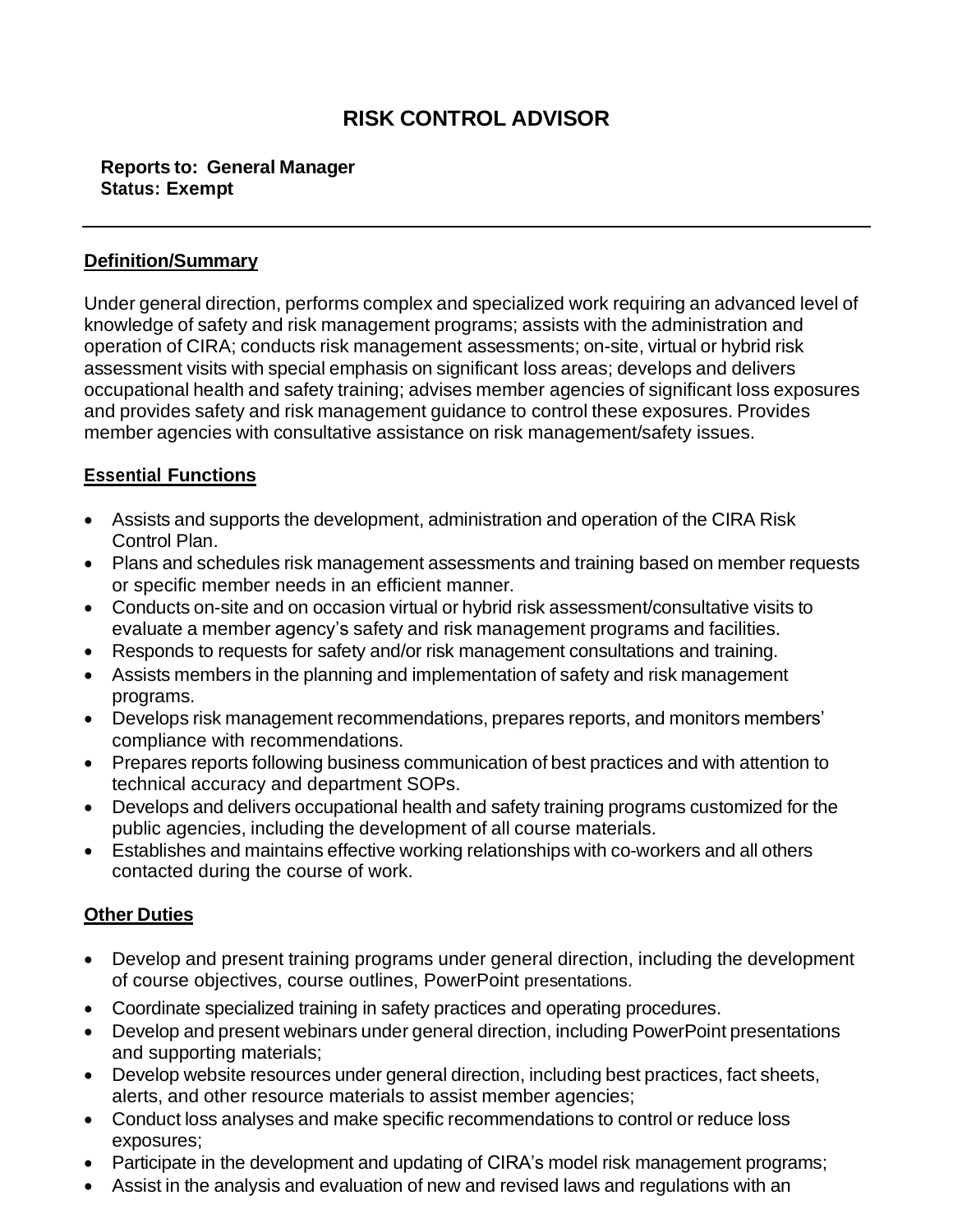# RISK CONTROL ADVISOR

**Reports to: General Manager**
**Status: Exempt**

---

## Definition/Summary

Under general direction, performs complex and specialized work requiring an advanced level of knowledge of safety and risk management programs; assists with the administration and operation of CIRA; conducts risk management assessments; on-site, virtual or hybrid risk assessment visits with special emphasis on significant loss areas; develops and delivers occupational health and safety training; advises member agencies of significant loss exposures and provides safety and risk management guidance to control these exposures. Provides member agencies with consultative assistance on risk management/safety issues.

## Essential Functions

- Assists and supports the development, administration and operation of the CIRA Risk Control Plan.
- Plans and schedules risk management assessments and training based on member requests or specific member needs in an efficient manner.
- Conducts on-site and on occasion virtual or hybrid risk assessment/consultative visits to evaluate a member agency's safety and risk management programs and facilities.
- Responds to requests for safety and/or risk management consultations and training.
- Assists members in the planning and implementation of safety and risk management programs.
- Develops risk management recommendations, prepares reports, and monitors members' compliance with recommendations.
- Prepares reports following business communication of best practices and with attention to technical accuracy and department SOPs.
- Develops and delivers occupational health and safety training programs customized for the public agencies, including the development of all course materials.
- Establishes and maintains effective working relationships with co-workers and all others contacted during the course of work.

## Other Duties

- Develop and present training programs under general direction, including the development of course objectives, course outlines, PowerPoint presentations.
- Coordinate specialized training in safety practices and operating procedures.
- Develop and present webinars under general direction, including PowerPoint presentations and supporting materials;
- Develop website resources under general direction, including best practices, fact sheets, alerts, and other resource materials to assist member agencies;
- Conduct loss analyses and make specific recommendations to control or reduce loss exposures;
- Participate in the development and updating of CIRA's model risk management programs;
- Assist in the analysis and evaluation of new and revised laws and regulations with an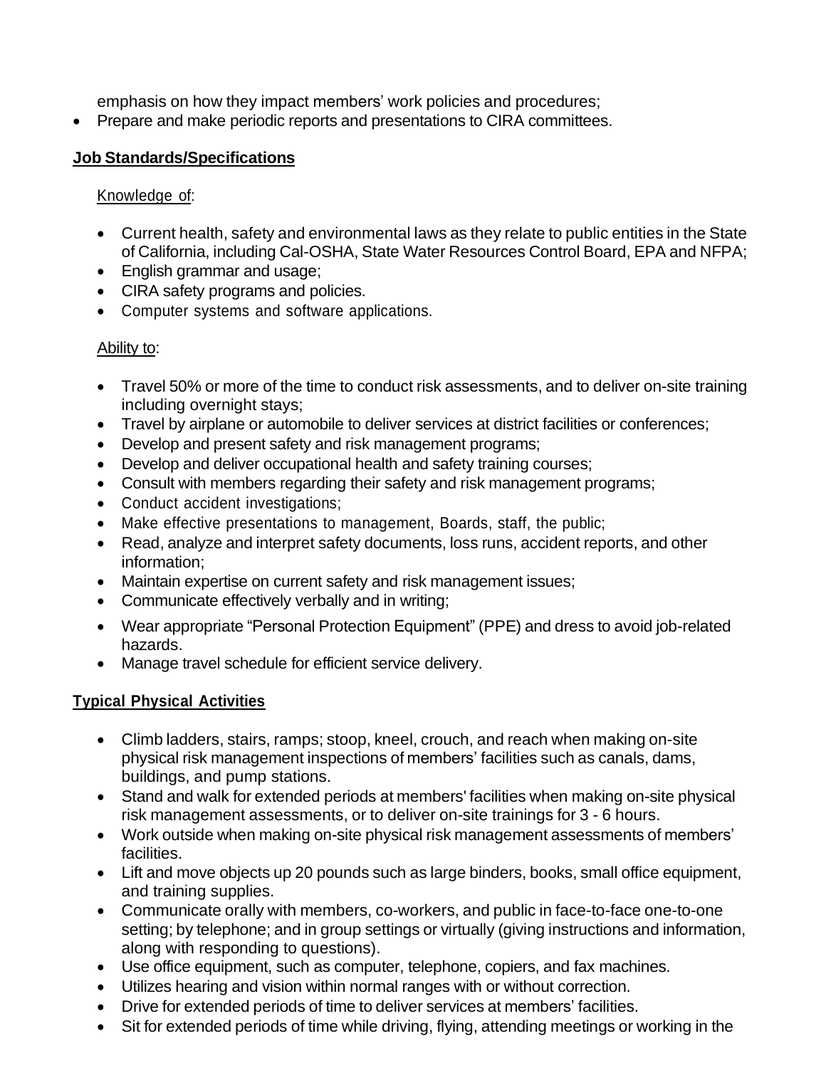emphasis on how they impact members' work policies and procedures;

- Prepare and make periodic reports and presentations to CIRA committees.

## **Job Standards/Specifications**

Knowledge of:

- Current health, safety and environmental laws as they relate to public entities in the State of California, including Cal-OSHA, State Water Resources Control Board, EPA and NFPA;
- English grammar and usage;
- CIRA safety programs and policies.
- Computer systems and software applications.

Ability to:

- Travel 50% or more of the time to conduct risk assessments, and to deliver on-site training including overnight stays;
- Travel by airplane or automobile to deliver services at district facilities or conferences;
- Develop and present safety and risk management programs;
- Develop and deliver occupational health and safety training courses;
- Consult with members regarding their safety and risk management programs;
- Conduct accident investigations;
- Make effective presentations to management, Boards, staff, the public;
- Read, analyze and interpret safety documents, loss runs, accident reports, and other information;
- Maintain expertise on current safety and risk management issues;
- Communicate effectively verbally and in writing;
- Wear appropriate "Personal Protection Equipment" (PPE) and dress to avoid job-related hazards.
- Manage travel schedule for efficient service delivery.

## **Typical Physical Activities**

- Climb ladders, stairs, ramps; stoop, kneel, crouch, and reach when making on-site physical risk management inspections of members' facilities such as canals, dams, buildings, and pump stations.
- Stand and walk for extended periods at members' facilities when making on-site physical risk management assessments, or to deliver on-site trainings for 3 - 6 hours.
- Work outside when making on-site physical risk management assessments of members' facilities.
- Lift and move objects up 20 pounds such as large binders, books, small office equipment, and training supplies.
- Communicate orally with members, co-workers, and public in face-to-face one-to-one setting; by telephone; and in group settings or virtually (giving instructions and information, along with responding to questions).
- Use office equipment, such as computer, telephone, copiers, and fax machines.
- Utilizes hearing and vision within normal ranges with or without correction.
- Drive for extended periods of time to deliver services at members' facilities.
- Sit for extended periods of time while driving, flying, attending meetings or working in the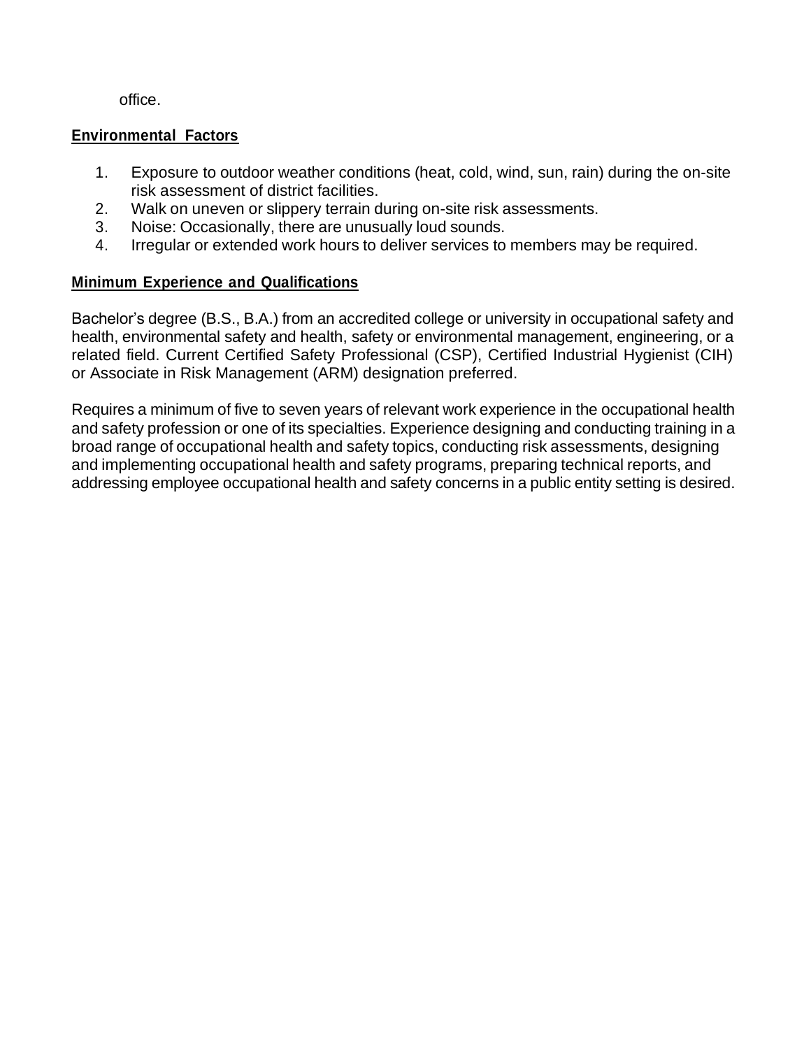office.

**Environmental Factors**

1. Exposure to outdoor weather conditions (heat, cold, wind, sun, rain) during the on-site risk assessment of district facilities.
2. Walk on uneven or slippery terrain during on-site risk assessments.
3. Noise: Occasionally, there are unusually loud sounds.
4. Irregular or extended work hours to deliver services to members may be required.

**Minimum Experience and Qualifications**

Bachelor's degree (B.S., B.A.) from an accredited college or university in occupational safety and health, environmental safety and health, safety or environmental management, engineering, or a related field. Current Certified Safety Professional (CSP), Certified Industrial Hygienist (CIH) or Associate in Risk Management (ARM) designation preferred.

Requires a minimum of five to seven years of relevant work experience in the occupational health and safety profession or one of its specialties. Experience designing and conducting training in a broad range of occupational health and safety topics, conducting risk assessments, designing and implementing occupational health and safety programs, preparing technical reports, and addressing employee occupational health and safety concerns in a public entity setting is desired.